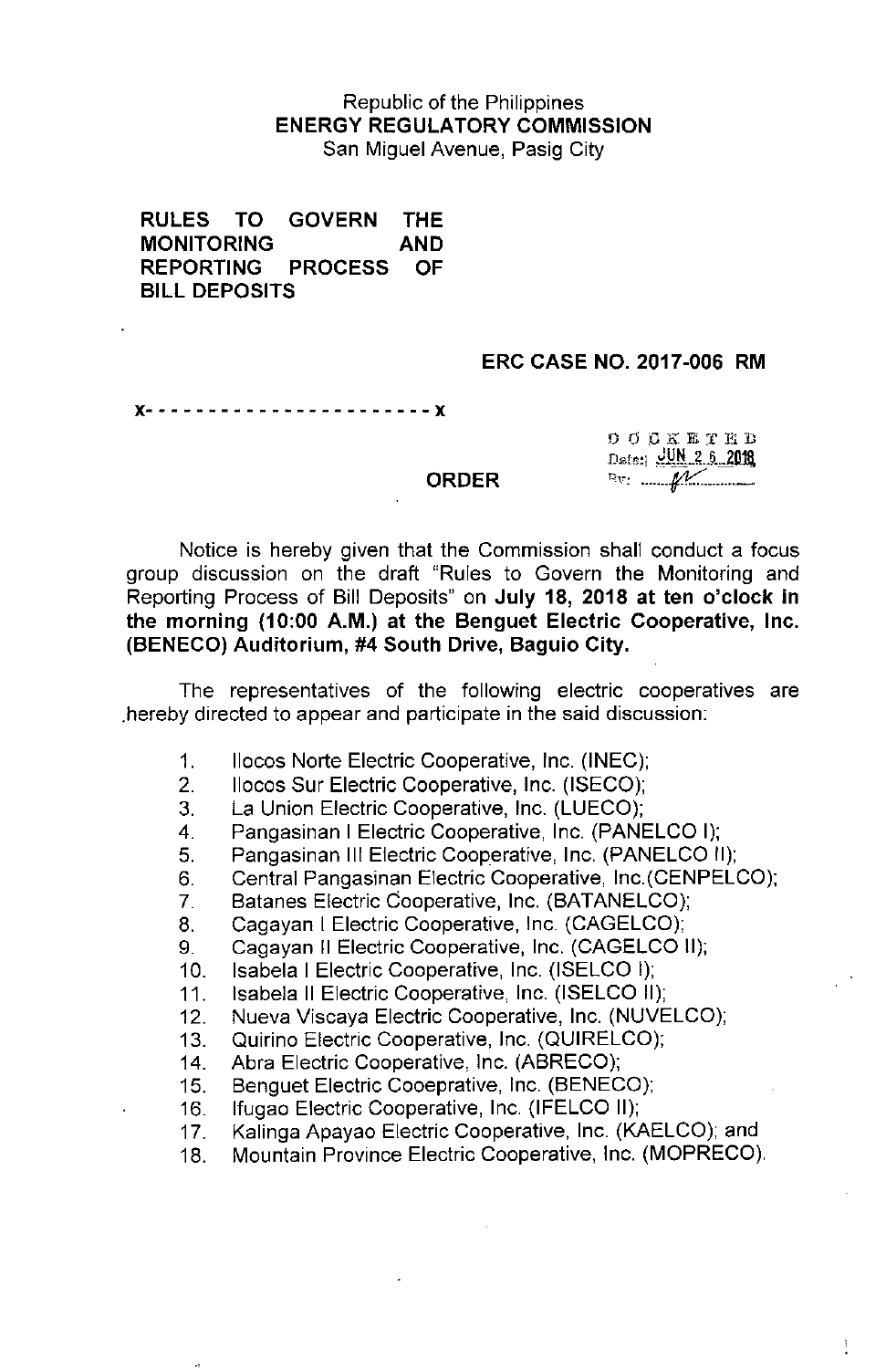Republic of the Philippines
**ENERGY REGULATORY COMMISSION**
San Miguel Avenue, Pasig City

**RULES TO GOVERN THE MONITORING AND REPORTING PROCESS OF BILL DEPOSITS**

**ERC CASE NO. 2017-006 RM**

x- - - - - - - - - - - - - - - - - - - - - - x

DOCKETED
Date: JUN 2 6 2018
By: 

**ORDER**

Notice is hereby given that the Commission shall conduct a focus group discussion on the draft "Rules to Govern the Monitoring and Reporting Process of Bill Deposits" on **July 18, 2018 at ten o'clock in the morning (10:00 A.M.) at the Benguet Electric Cooperative, Inc. (BENECO) Auditorium, #4 South Drive, Baguio City.**

The representatives of the following electric cooperatives are hereby directed to appear and participate in the said discussion:

1. Ilocos Norte Electric Cooperative, Inc. (INEC);
2. Ilocos Sur Electric Cooperative, Inc. (ISECO);
3. La Union Electric Cooperative, Inc. (LUECO);
4. Pangasinan I Electric Cooperative, Inc. (PANELCO I);
5. Pangasinan III Electric Cooperative, Inc. (PANELCO II);
6. Central Pangasinan Electric Cooperative, Inc.(CENPELCO);
7. Batanes Electric Cooperative, Inc. (BATANELCO);
8. Cagayan I Electric Cooperative, Inc. (CAGELCO);
9. Cagayan II Electric Cooperative, Inc. (CAGELCO II);
10. Isabela I Electric Cooperative, Inc. (ISELCO I);
11. Isabela II Electric Cooperative, Inc. (ISELCO II);
12. Nueva Viscaya Electric Cooperative, Inc. (NUVELCO);
13. Quirino Electric Cooperative, Inc. (QUIRELCO);
14. Abra Electric Cooperative, Inc. (ABRECO);
15. Benguet Electric Cooeprative, Inc. (BENECO);
16. Ifugao Electric Cooperative, Inc. (IFELCO II);
17. Kalinga Apayao Electric Cooperative, Inc. (KAELCO); and
18. Mountain Province Electric Cooperative, Inc. (MOPRECO).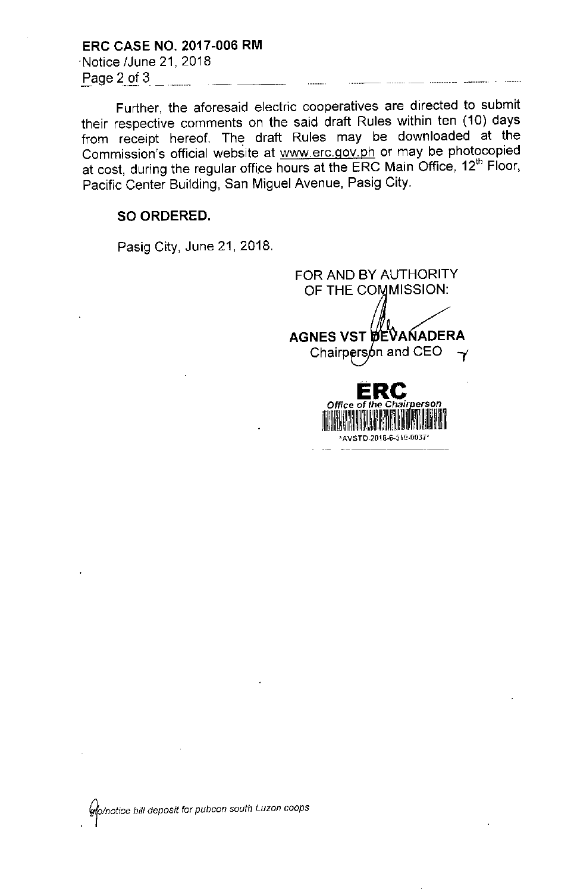Further, the aforesaid electric cooperatives are directed to submit their respective comments on the said draft Rules within ten (10) days from receipt hereof. The draft Rules may be downloaded at the Commission's official website at www.erc.gov.ph or may be photocopied at cost, during the regular office hours at the ERC Main Office, 12th Floor, Pacific Center Building, San Miguel Avenue, Pasig City.

**SO ORDERED.**

Pasig City, June 21, 2018.

FOR AND BY AUTHORITY
OF THE COMMISSION:

**AGNES VST DEVANADERA**
Chairperson and CEO

**ERC**
*Office of the Chairperson*
\*AVSTD-2018-6-510-0037\*

*glo/notice bill deposit for pubcon south Luzon coops*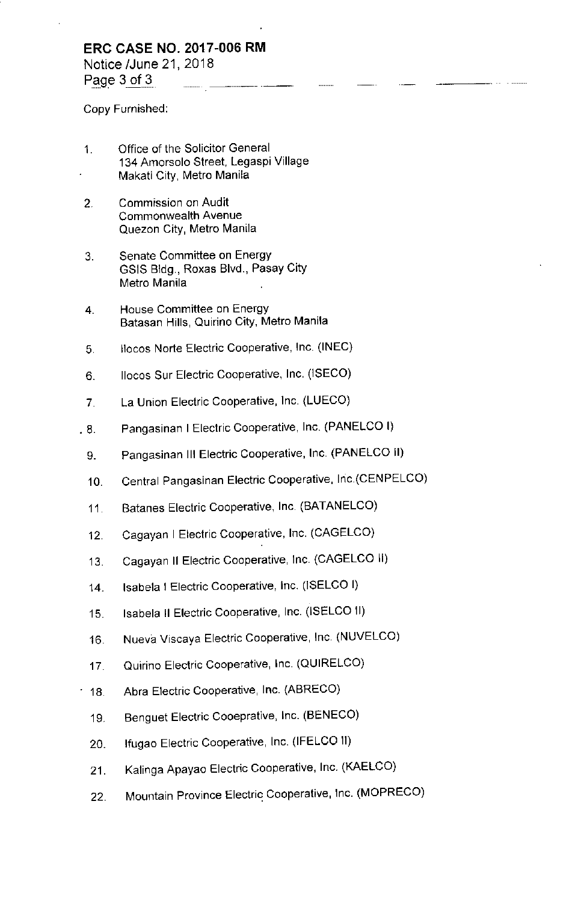**ERC CASE NO. 2017-006 RM**
Notice /June 21, 2018

Copy Furnished:

1. Office of the Solicitor General
   134 Amorsolo Street, Legaspi Village
   Makati City, Metro Manila

2. Commission on Audit
   Commonwealth Avenue
   Quezon City, Metro Manila

3. Senate Committee on Energy
   GSIS Bldg., Roxas Blvd., Pasay City
   Metro Manila

4. House Committee on Energy
   Batasan Hills, Quirino City, Metro Manila

5. Ilocos Norte Electric Cooperative, Inc. (INEC)

6. Ilocos Sur Electric Cooperative, Inc. (ISECO)

7. La Union Electric Cooperative, Inc. (LUECO)

8. Pangasinan I Electric Cooperative, Inc. (PANELCO I)

9. Pangasinan III Electric Cooperative, Inc. (PANELCO II)

10. Central Pangasinan Electric Cooperative, Inc.(CENPELCO)

11. Batanes Electric Cooperative, Inc. (BATANELCO)

12. Cagayan I Electric Cooperative, Inc. (CAGELCO)

13. Cagayan II Electric Cooperative, Inc. (CAGELCO II)

14. Isabela I Electric Cooperative, Inc. (ISELCO I)

15. Isabela II Electric Cooperative, Inc. (ISELCO II)

16. Nueva Viscaya Electric Cooperative, Inc. (NUVELCO)

17. Quirino Electric Cooperative, Inc. (QUIRELCO)

18. Abra Electric Cooperative, Inc. (ABRECO)

19. Benguet Electric Cooeprative, Inc. (BENECO)

20. Ifugao Electric Cooperative, Inc. (IFELCO II)

21. Kalinga Apayao Electric Cooperative, Inc. (KAELCO)

22. Mountain Province Electric Cooperative, Inc. (MOPRECO)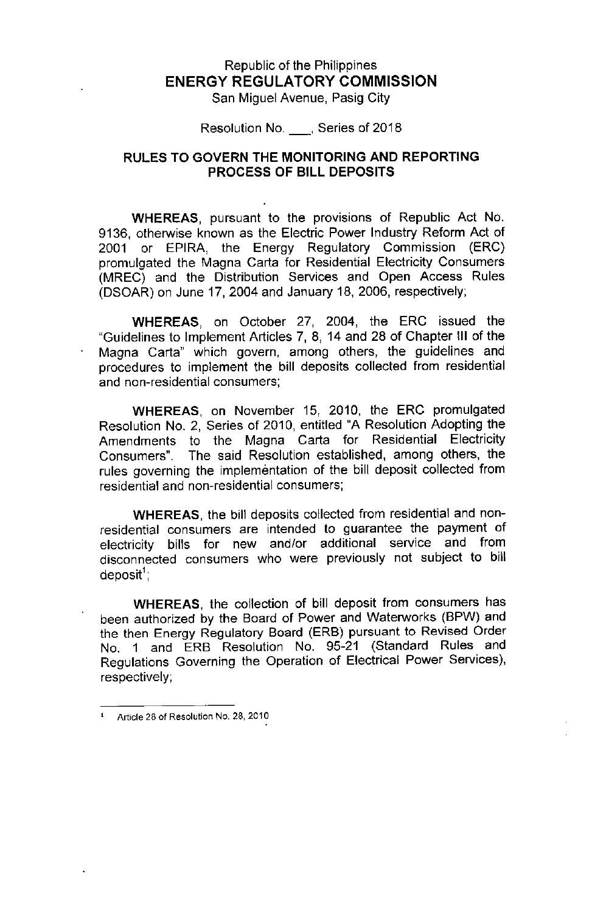Republic of the Philippines

**ENERGY REGULATORY COMMISSION**

San Miguel Avenue, Pasig City

Resolution No. ___, Series of 2018

# RULES TO GOVERN THE MONITORING AND REPORTING PROCESS OF BILL DEPOSITS

**WHEREAS**, pursuant to the provisions of Republic Act No. 9136, otherwise known as the Electric Power Industry Reform Act of 2001 or EPIRA, the Energy Regulatory Commission (ERC) promulgated the Magna Carta for Residential Electricity Consumers (MREC) and the Distribution Services and Open Access Rules (DSOAR) on June 17, 2004 and January 18, 2006, respectively;

**WHEREAS**, on October 27, 2004, the ERC issued the "Guidelines to Implement Articles 7, 8, 14 and 28 of Chapter III of the Magna Carta" which govern, among others, the guidelines and procedures to implement the bill deposits collected from residential and non-residential consumers;

**WHEREAS**, on November 15, 2010, the ERC promulgated Resolution No. 2, Series of 2010, entitled "A Resolution Adopting the Amendments to the Magna Carta for Residential Electricity Consumers". The said Resolution established, among others, the rules governing the implementation of the bill deposit collected from residential and non-residential consumers;

**WHEREAS**, the bill deposits collected from residential and non-residential consumers are intended to guarantee the payment of electricity bills for new and/or additional service and from disconnected consumers who were previously not subject to bill deposit[1];

**WHEREAS**, the collection of bill deposit from consumers has been authorized by the Board of Power and Waterworks (BPW) and the then Energy Regulatory Board (ERB) pursuant to Revised Order No. 1 and ERB Resolution No. 95-21 (Standard Rules and Regulations Governing the Operation of Electrical Power Services), respectively;

[1] Article 28 of Resolution No. 28, 2010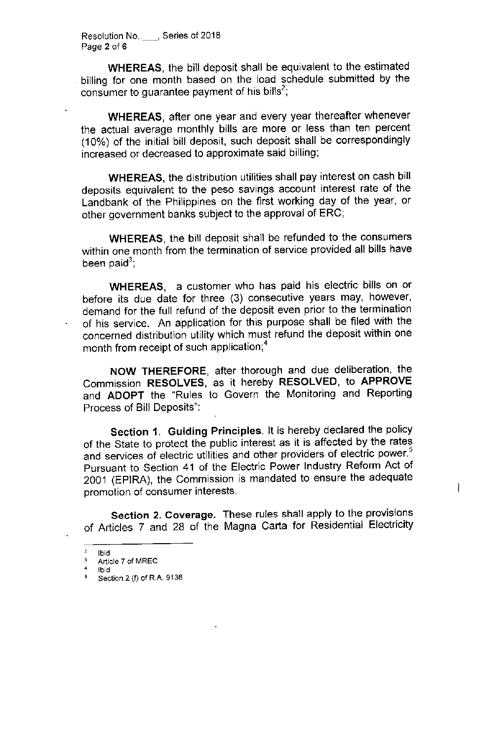**WHEREAS**, the bill deposit shall be equivalent to the estimated billing for one month based on the load schedule submitted by the consumer to guarantee payment of his bills[2];

**WHEREAS**, after one year and every year thereafter whenever the actual average monthly bills are more or less than ten percent (10%) of the initial bill deposit, such deposit shall be correspondingly increased or decreased to approximate said billing;

**WHEREAS**, the distribution utilities shall pay interest on cash bill deposits equivalent to the peso savings account interest rate of the Landbank of the Philippines on the first working day of the year, or other government banks subject to the approval of ERC;

**WHEREAS**, the bill deposit shall be refunded to the consumers within one month from the termination of service provided all bills have been paid[3];

**WHEREAS**, a customer who has paid his electric bills on or before its due date for three (3) consecutive years may, however, demand for the full refund of the deposit even prior to the termination of his service. An application for this purpose shall be filed with the concerned distribution utility which must refund the deposit within one month from receipt of such application;[4]

**NOW THEREFORE**, after thorough and due deliberation, the Commission **RESOLVES**, as it hereby **RESOLVED**, to **APPROVE** and **ADOPT** the "Rules to Govern the Monitoring and Reporting Process of Bill Deposits":

**Section 1. Guiding Principles**. It is hereby declared the policy of the State to protect the public interest as it is affected by the rates and services of electric utilities and other providers of electric power.[5] Pursuant to Section 41 of the Electric Power Industry Reform Act of 2001 (EPIRA), the Commission is mandated to ensure the adequate promotion of consumer interests.

**Section 2. Coverage.** These rules shall apply to the provisions of Articles 7 and 28 of the Magna Carta for Residential Electricity

---

[2] Ibid

[3] Article 7 of MREC

[4] Ibid

[5] Section 2 (f) of R.A. 9136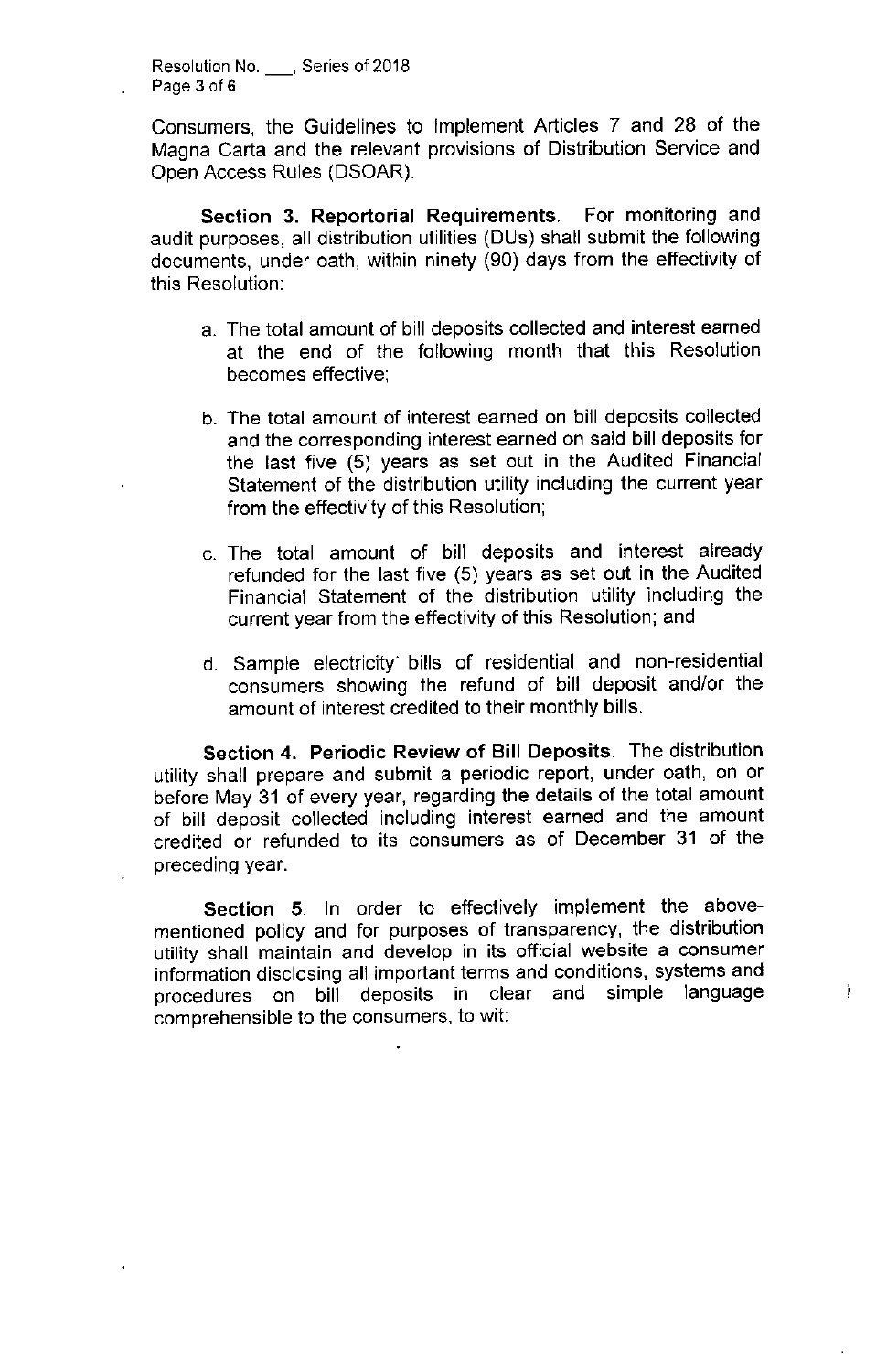Consumers, the Guidelines to Implement Articles 7 and 28 of the Magna Carta and the relevant provisions of Distribution Service and Open Access Rules (DSOAR).

**Section 3. Reportorial Requirements.** For monitoring and audit purposes, all distribution utilities (DUs) shall submit the following documents, under oath, within ninety (90) days from the effectivity of this Resolution:

a. The total amount of bill deposits collected and interest earned at the end of the following month that this Resolution becomes effective;

b. The total amount of interest earned on bill deposits collected and the corresponding interest earned on said bill deposits for the last five (5) years as set out in the Audited Financial Statement of the distribution utility including the current year from the effectivity of this Resolution;

c. The total amount of bill deposits and interest already refunded for the last five (5) years as set out in the Audited Financial Statement of the distribution utility including the current year from the effectivity of this Resolution; and

d. Sample electricity bills of residential and non-residential consumers showing the refund of bill deposit and/or the amount of interest credited to their monthly bills.

**Section 4. Periodic Review of Bill Deposits**. The distribution utility shall prepare and submit a periodic report, under oath, on or before May 31 of every year, regarding the details of the total amount of bill deposit collected including interest earned and the amount credited or refunded to its consumers as of December 31 of the preceding year.

**Section 5**. In order to effectively implement the above-mentioned policy and for purposes of transparency, the distribution utility shall maintain and develop in its official website a consumer information disclosing all important terms and conditions, systems and procedures on bill deposits in clear and simple language comprehensible to the consumers, to wit: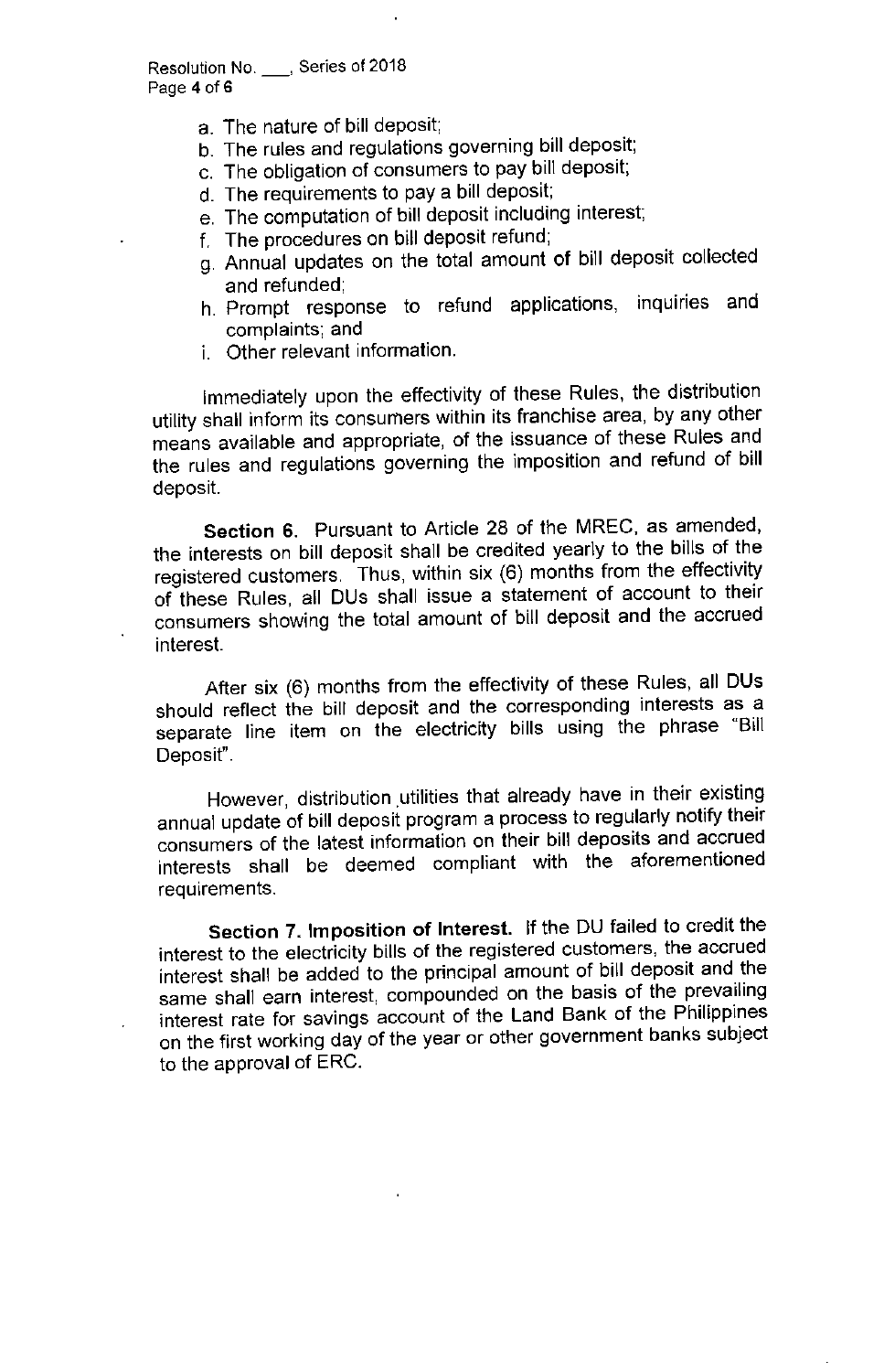a. The nature of bill deposit;
b. The rules and regulations governing bill deposit;
c. The obligation of consumers to pay bill deposit;
d. The requirements to pay a bill deposit;
e. The computation of bill deposit including interest;
f. The procedures on bill deposit refund;
g. Annual updates on the total amount of bill deposit collected and refunded;
h. Prompt response to refund applications, inquiries and complaints; and
i. Other relevant information.

Immediately upon the effectivity of these Rules, the distribution utility shall inform its consumers within its franchise area, by any other means available and appropriate, of the issuance of these Rules and the rules and regulations governing the imposition and refund of bill deposit.

**Section 6.** Pursuant to Article 28 of the MREC, as amended, the interests on bill deposit shall be credited yearly to the bills of the registered customers. Thus, within six (6) months from the effectivity of these Rules, all DUs shall issue a statement of account to their consumers showing the total amount of bill deposit and the accrued interest.

After six (6) months from the effectivity of these Rules, all DUs should reflect the bill deposit and the corresponding interests as a separate line item on the electricity bills using the phrase "Bill Deposit".

However, distribution utilities that already have in their existing annual update of bill deposit program a process to regularly notify their consumers of the latest information on their bill deposits and accrued interests shall be deemed compliant with the aforementioned requirements.

**Section 7. Imposition of Interest.** If the DU failed to credit the interest to the electricity bills of the registered customers, the accrued interest shall be added to the principal amount of bill deposit and the same shall earn interest, compounded on the basis of the prevailing interest rate for savings account of the Land Bank of the Philippines on the first working day of the year or other government banks subject to the approval of ERC.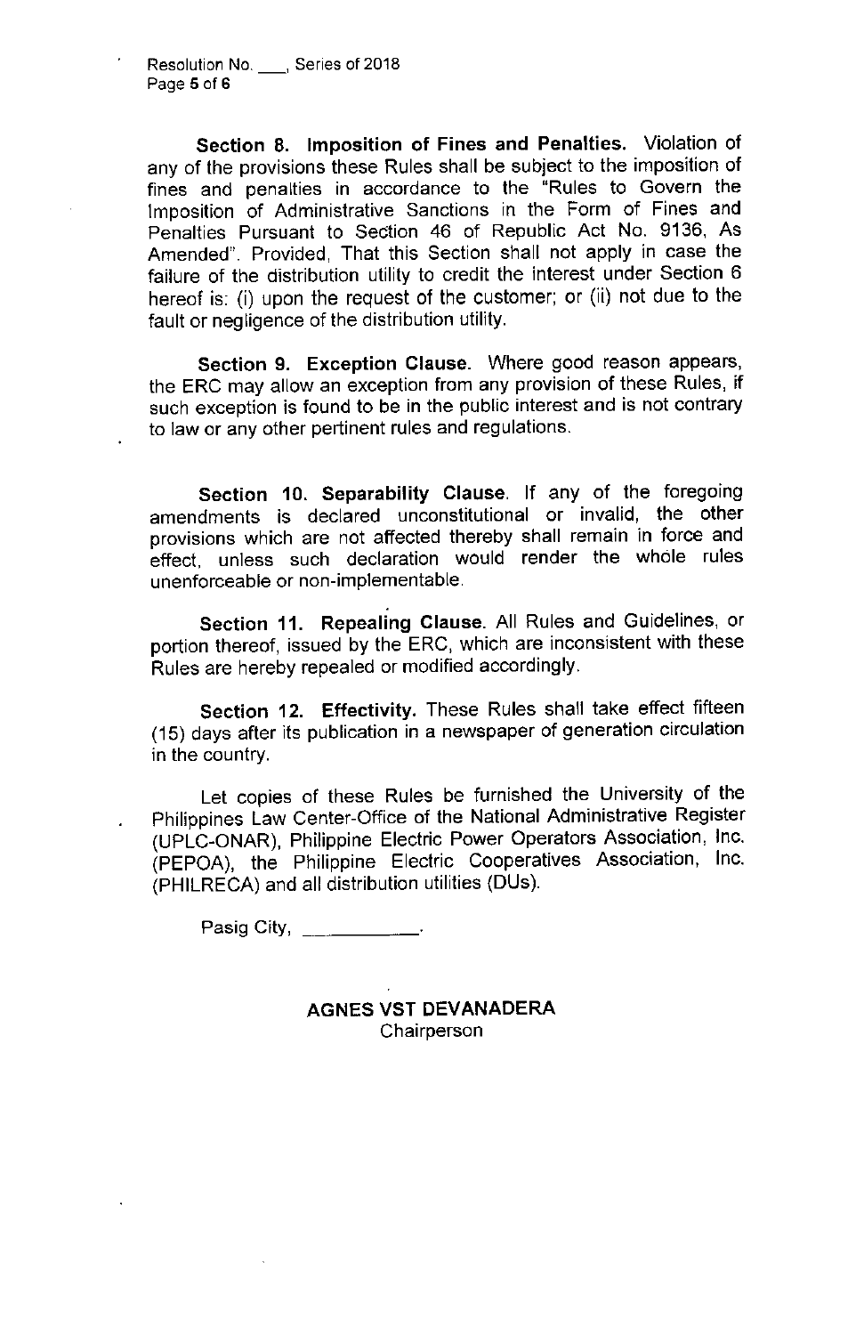**Section 8. Imposition of Fines and Penalties.** Violation of any of the provisions these Rules shall be subject to the imposition of fines and penalties in accordance to the "Rules to Govern the Imposition of Administrative Sanctions in the Form of Fines and Penalties Pursuant to Section 46 of Republic Act No. 9136, As Amended". Provided, That this Section shall not apply in case the failure of the distribution utility to credit the interest under Section 6 hereof is: (i) upon the request of the customer; or (ii) not due to the fault or negligence of the distribution utility.

**Section 9. Exception Clause.** Where good reason appears, the ERC may allow an exception from any provision of these Rules, if such exception is found to be in the public interest and is not contrary to law or any other pertinent rules and regulations.

**Section 10. Separability Clause.** If any of the foregoing amendments is declared unconstitutional or invalid, the other provisions which are not affected thereby shall remain in force and effect, unless such declaration would render the whole rules unenforceable or non-implementable.

**Section 11. Repealing Clause.** All Rules and Guidelines, or portion thereof, issued by the ERC, which are inconsistent with these Rules are hereby repealed or modified accordingly.

**Section 12. Effectivity.** These Rules shall take effect fifteen (15) days after its publication in a newspaper of generation circulation in the country.

Let copies of these Rules be furnished the University of the Philippines Law Center-Office of the National Administrative Register (UPLC-ONAR), Philippine Electric Power Operators Association, Inc. (PEPOA), the Philippine Electric Cooperatives Association, Inc. (PHILRECA) and all distribution utilities (DUs).

Pasig City, \_\_\_\_\_\_\_\_\_\_\_\_.

**AGNES VST DEVANADERA**
Chairperson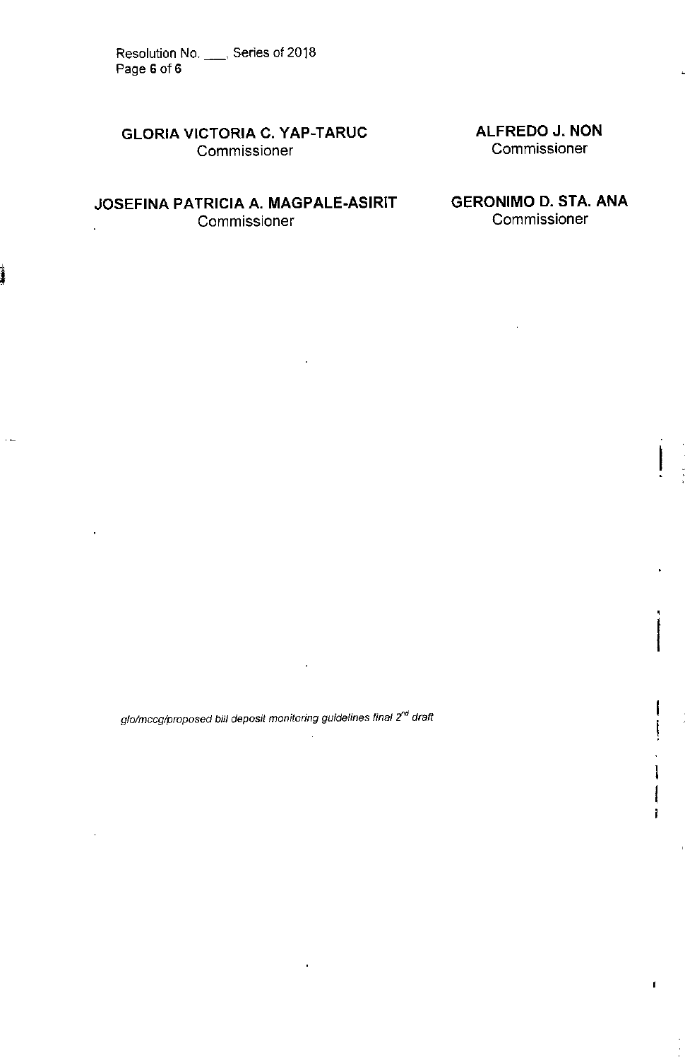**GLORIA VICTORIA C. YAP-TARUC**
Commissioner

**ALFREDO J. NON**
Commissioner

**JOSEFINA PATRICIA A. MAGPALE-ASIRIT**
Commissioner

**GERONIMO D. STA. ANA**
Commissioner

*gfo/mccg/proposed bill deposit monitoring guidelines final 2nd draft*